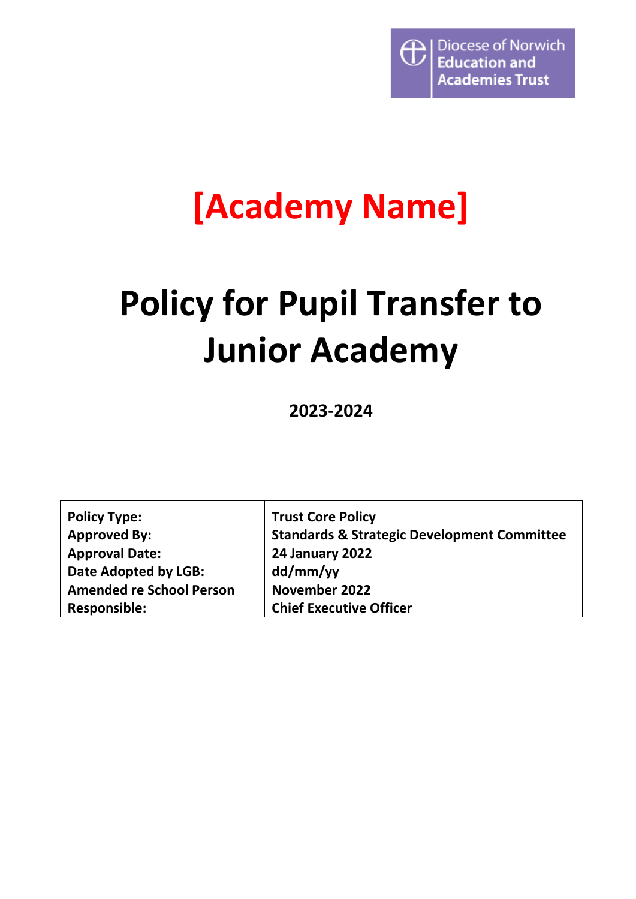Diocese of Norwich Education and Academies Trust

# [Academy Name]

# Policy for Pupil Transfer to Junior Academy

**2023-2024**

| | |
|---|---|
| **Policy Type:** | **Trust Core Policy** |
| **Approved By:** | **Standards & Strategic Development Committee** |
| **Approval Date:** | **24 January 2022** |
| **Date Adopted by LGB:** | **dd/mm/yy** |
| **Amended re School Person** | **November 2022** |
| **Responsible:** | **Chief Executive Officer** |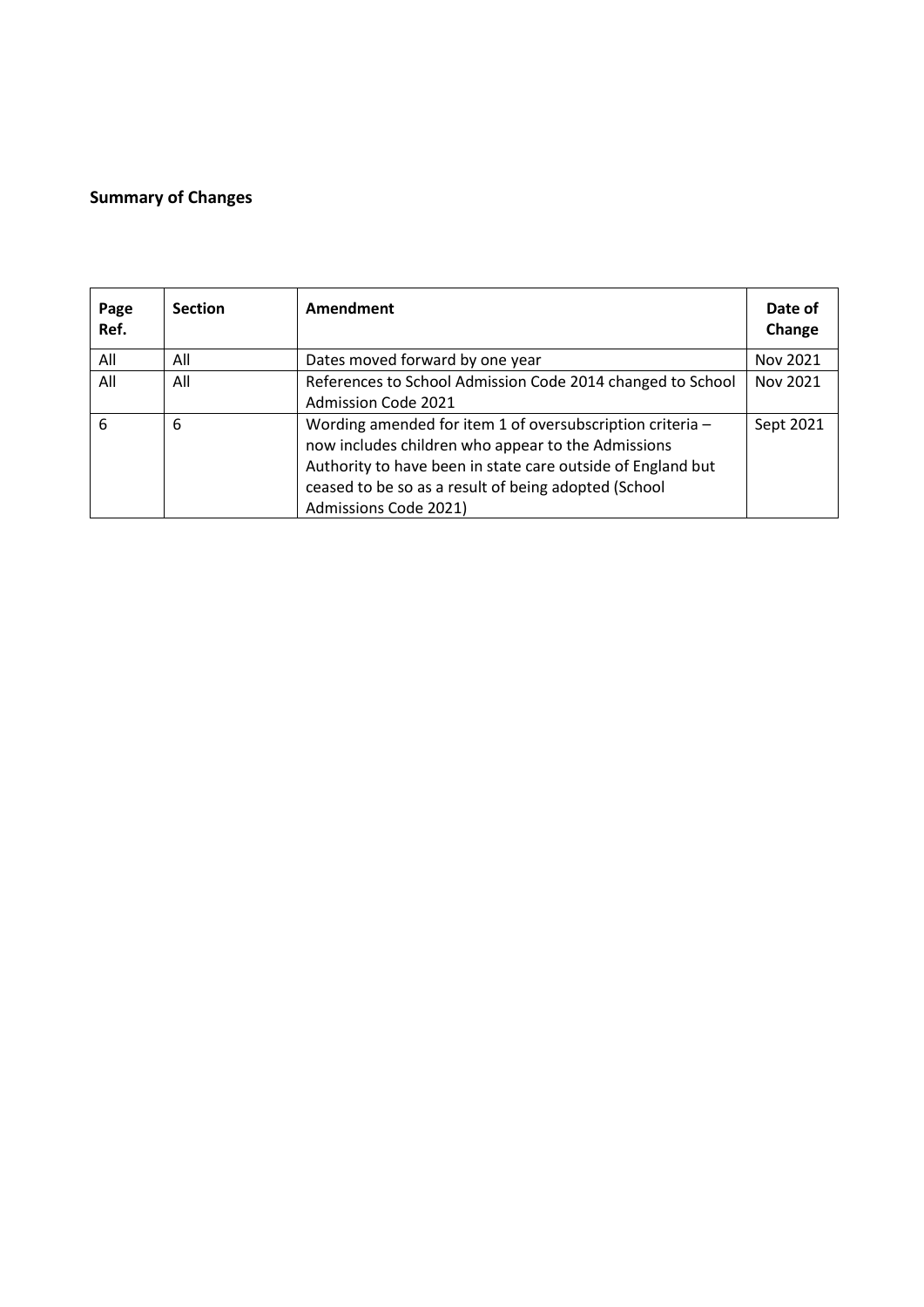**Summary of Changes**

| Page Ref. | Section | Amendment | Date of Change |
|---|---|---|---|
| All | All | Dates moved forward by one year | Nov 2021 |
| All | All | References to School Admission Code 2014 changed to School Admission Code 2021 | Nov 2021 |
| 6 | 6 | Wording amended for item 1 of oversubscription criteria – now includes children who appear to the Admissions Authority to have been in state care outside of England but ceased to be so as a result of being adopted (School Admissions Code 2021) | Sept 2021 |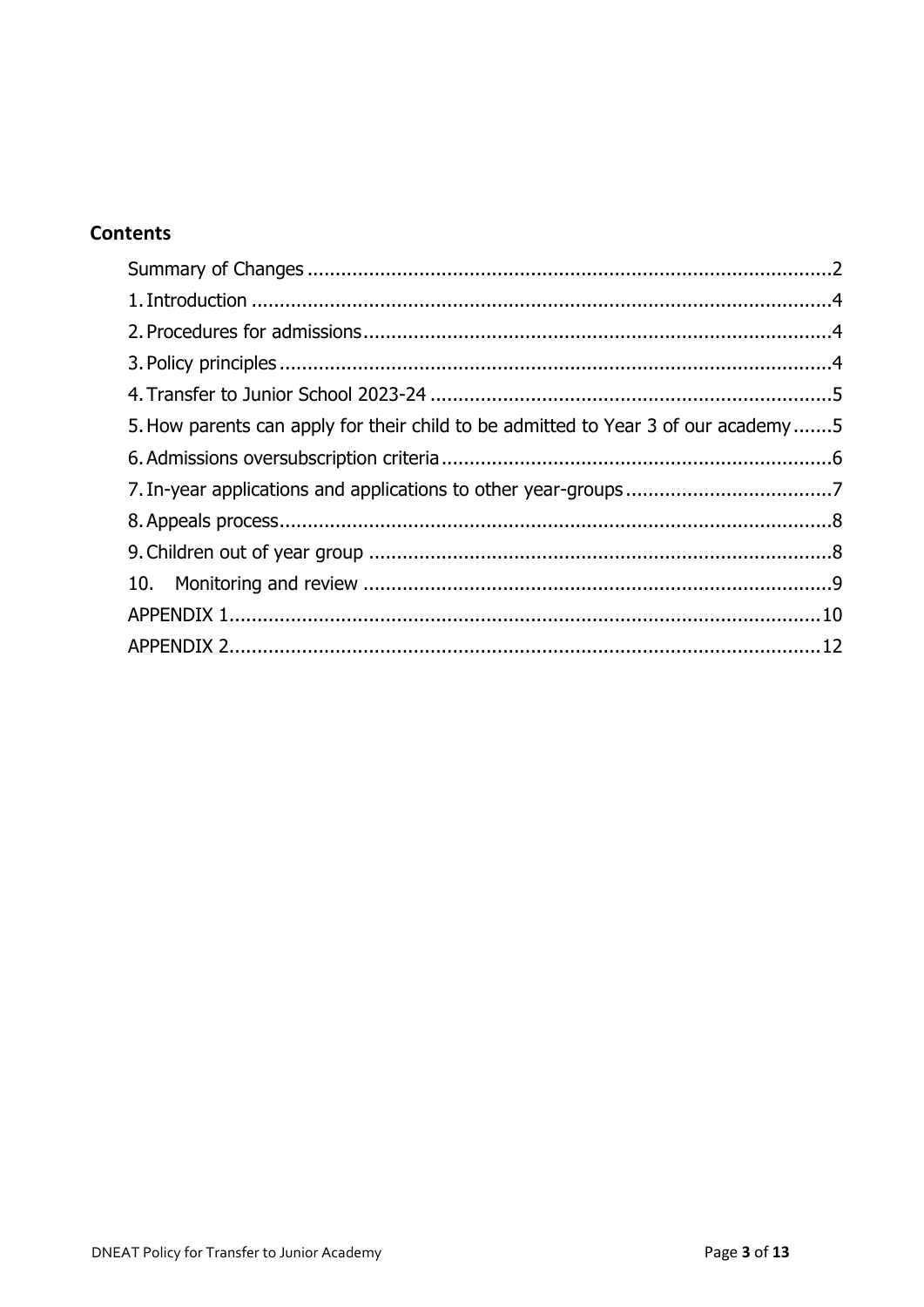## Contents

Summary of Changes .......................................................................................... 2
1. Introduction .................................................................................................... 4
2. Procedures for admissions ............................................................................. 4
3. Policy principles ............................................................................................. 4
4. Transfer to Junior School 2023-24 .................................................................. 5
5. How parents can apply for their child to be admitted to Year 3 of our academy ....... 5
6. Admissions oversubscription criteria ................................................................ 6
7. In-year applications and applications to other year-groups ............................... 7
8. Appeals process ............................................................................................... 8
9. Children out of year group .............................................................................. 8
10. Monitoring and review ................................................................................... 9
APPENDIX 1 ........................................................................................................ 10
APPENDIX 2 ........................................................................................................ 12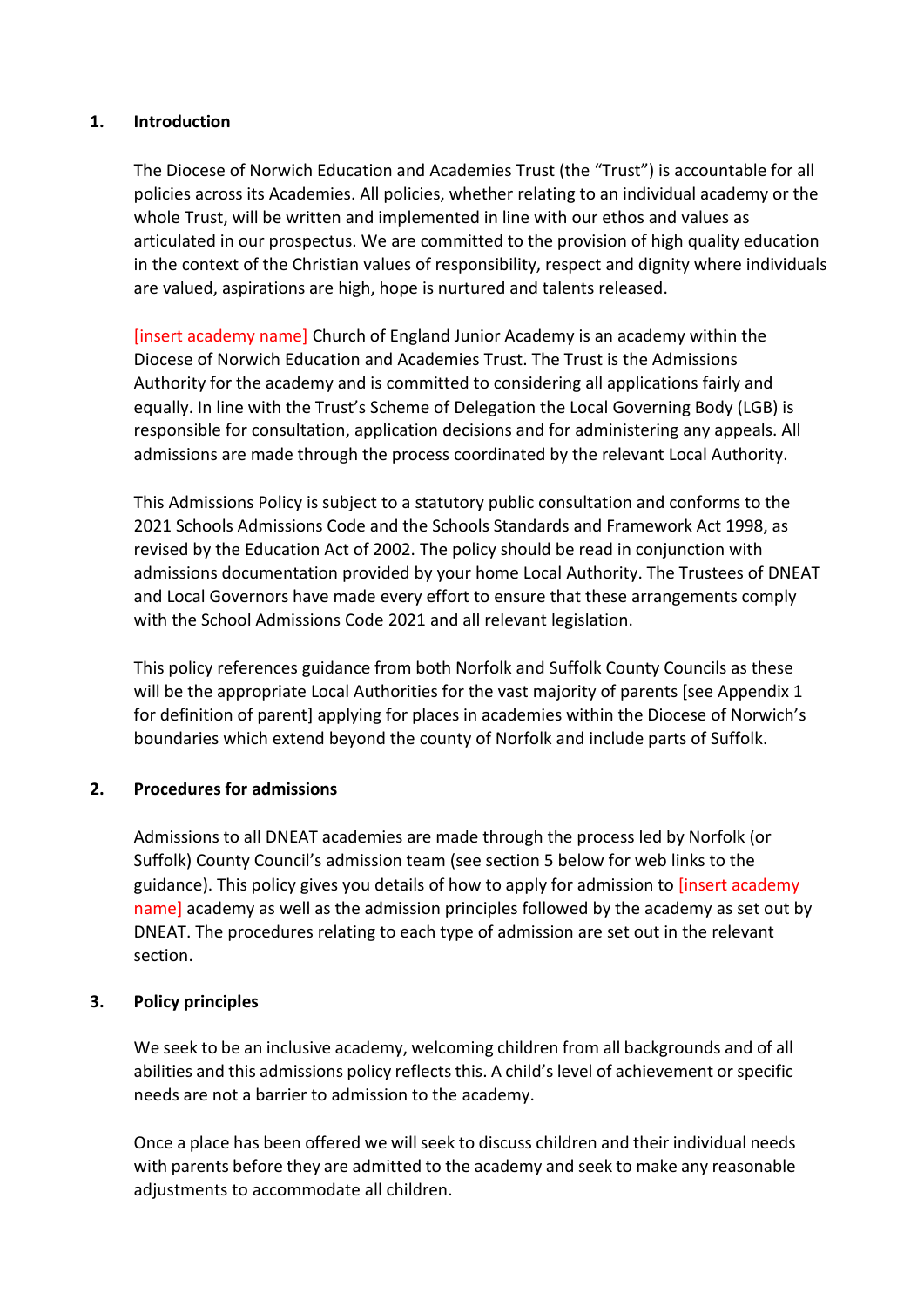## 1. Introduction

The Diocese of Norwich Education and Academies Trust (the "Trust") is accountable for all policies across its Academies. All policies, whether relating to an individual academy or the whole Trust, will be written and implemented in line with our ethos and values as articulated in our prospectus. We are committed to the provision of high quality education in the context of the Christian values of responsibility, respect and dignity where individuals are valued, aspirations are high, hope is nurtured and talents released.

[insert academy name] Church of England Junior Academy is an academy within the Diocese of Norwich Education and Academies Trust. The Trust is the Admissions Authority for the academy and is committed to considering all applications fairly and equally. In line with the Trust's Scheme of Delegation the Local Governing Body (LGB) is responsible for consultation, application decisions and for administering any appeals. All admissions are made through the process coordinated by the relevant Local Authority.

This Admissions Policy is subject to a statutory public consultation and conforms to the 2021 Schools Admissions Code and the Schools Standards and Framework Act 1998, as revised by the Education Act of 2002. The policy should be read in conjunction with admissions documentation provided by your home Local Authority. The Trustees of DNEAT and Local Governors have made every effort to ensure that these arrangements comply with the School Admissions Code 2021 and all relevant legislation.

This policy references guidance from both Norfolk and Suffolk County Councils as these will be the appropriate Local Authorities for the vast majority of parents [see Appendix 1 for definition of parent] applying for places in academies within the Diocese of Norwich's boundaries which extend beyond the county of Norfolk and include parts of Suffolk.

## 2. Procedures for admissions

Admissions to all DNEAT academies are made through the process led by Norfolk (or Suffolk) County Council's admission team (see section 5 below for web links to the guidance). This policy gives you details of how to apply for admission to [insert academy name] academy as well as the admission principles followed by the academy as set out by DNEAT. The procedures relating to each type of admission are set out in the relevant section.

## 3. Policy principles

We seek to be an inclusive academy, welcoming children from all backgrounds and of all abilities and this admissions policy reflects this. A child's level of achievement or specific needs are not a barrier to admission to the academy.

Once a place has been offered we will seek to discuss children and their individual needs with parents before they are admitted to the academy and seek to make any reasonable adjustments to accommodate all children.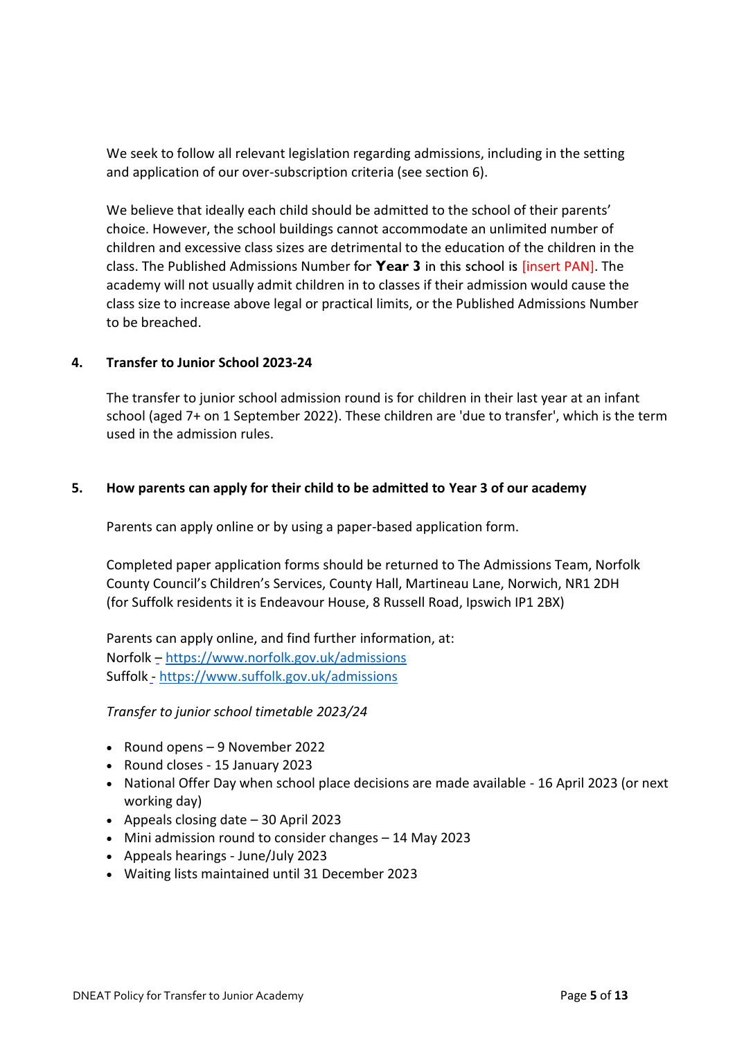We seek to follow all relevant legislation regarding admissions, including in the setting and application of our over-subscription criteria (see section 6).

We believe that ideally each child should be admitted to the school of their parents' choice. However, the school buildings cannot accommodate an unlimited number of children and excessive class sizes are detrimental to the education of the children in the class. The Published Admissions Number for **Year 3** in this school is [insert PAN]. The academy will not usually admit children in to classes if their admission would cause the class size to increase above legal or practical limits, or the Published Admissions Number to be breached.

## 4. Transfer to Junior School 2023-24

The transfer to junior school admission round is for children in their last year at an infant school (aged 7+ on 1 September 2022). These children are 'due to transfer', which is the term used in the admission rules.

## 5. How parents can apply for their child to be admitted to Year 3 of our academy

Parents can apply online or by using a paper-based application form.

Completed paper application forms should be returned to The Admissions Team, Norfolk County Council's Children's Services, County Hall, Martineau Lane, Norwich, NR1 2DH (for Suffolk residents it is Endeavour House, 8 Russell Road, Ipswich IP1 2BX)

Parents can apply online, and find further information, at:
Norfolk – https://www.norfolk.gov.uk/admissions
Suffolk - https://www.suffolk.gov.uk/admissions

*Transfer to junior school timetable 2023/24*

- Round opens – 9 November 2022
- Round closes - 15 January 2023
- National Offer Day when school place decisions are made available - 16 April 2023 (or next working day)
- Appeals closing date – 30 April 2023
- Mini admission round to consider changes – 14 May 2023
- Appeals hearings - June/July 2023
- Waiting lists maintained until 31 December 2023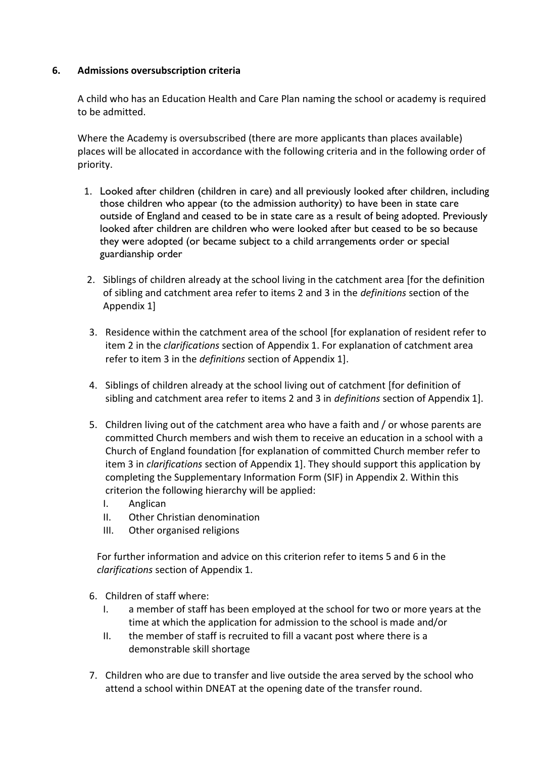## 6. Admissions oversubscription criteria

A child who has an Education Health and Care Plan naming the school or academy is required to be admitted.

Where the Academy is oversubscribed (there are more applicants than places available) places will be allocated in accordance with the following criteria and in the following order of priority.

1. Looked after children (children in care) and all previously looked after children, including those children who appear (to the admission authority) to have been in state care outside of England and ceased to be in state care as a result of being adopted. Previously looked after children are children who were looked after but ceased to be so because they were adopted (or became subject to a child arrangements order or special guardianship order

2. Siblings of children already at the school living in the catchment area [for the definition of sibling and catchment area refer to items 2 and 3 in the *definitions* section of the Appendix 1]

3. Residence within the catchment area of the school [for explanation of resident refer to item 2 in the *clarifications* section of Appendix 1. For explanation of catchment area refer to item 3 in the *definitions* section of Appendix 1].

4. Siblings of children already at the school living out of catchment [for definition of sibling and catchment area refer to items 2 and 3 in *definitions* section of Appendix 1].

5. Children living out of the catchment area who have a faith and / or whose parents are committed Church members and wish them to receive an education in a school with a Church of England foundation [for explanation of committed Church member refer to item 3 in *clarifications* section of Appendix 1]. They should support this application by completing the Supplementary Information Form (SIF) in Appendix 2. Within this criterion the following hierarchy will be applied:
   I. Anglican
   II. Other Christian denomination
   III. Other organised religions

   For further information and advice on this criterion refer to items 5 and 6 in the *clarifications* section of Appendix 1.

6. Children of staff where:
   I. a member of staff has been employed at the school for two or more years at the time at which the application for admission to the school is made and/or
   II. the member of staff is recruited to fill a vacant post where there is a demonstrable skill shortage

7. Children who are due to transfer and live outside the area served by the school who attend a school within DNEAT at the opening date of the transfer round.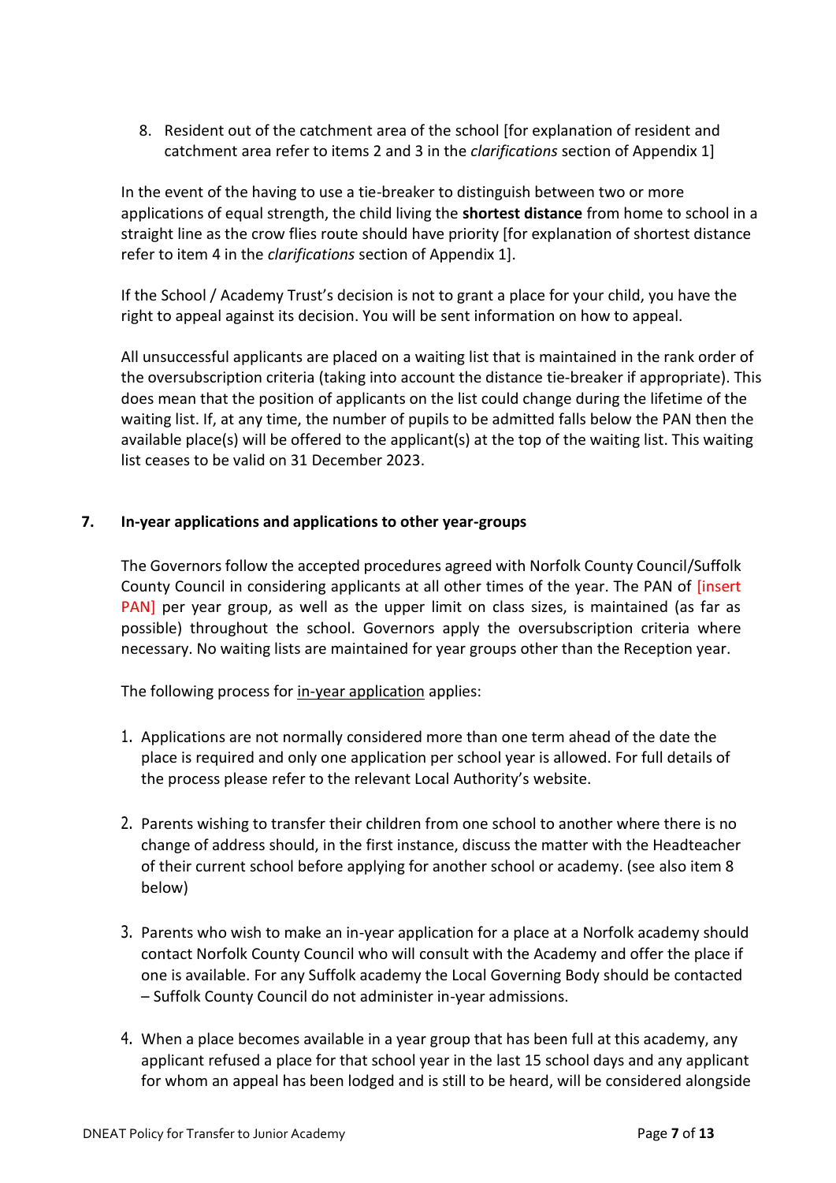8. Resident out of the catchment area of the school [for explanation of resident and catchment area refer to items 2 and 3 in the *clarifications* section of Appendix 1]

In the event of the having to use a tie-breaker to distinguish between two or more applications of equal strength, the child living the **shortest distance** from home to school in a straight line as the crow flies route should have priority [for explanation of shortest distance refer to item 4 in the *clarifications* section of Appendix 1].

If the School / Academy Trust's decision is not to grant a place for your child, you have the right to appeal against its decision. You will be sent information on how to appeal.

All unsuccessful applicants are placed on a waiting list that is maintained in the rank order of the oversubscription criteria (taking into account the distance tie-breaker if appropriate). This does mean that the position of applicants on the list could change during the lifetime of the waiting list. If, at any time, the number of pupils to be admitted falls below the PAN then the available place(s) will be offered to the applicant(s) at the top of the waiting list. This waiting list ceases to be valid on 31 December 2023.

## 7. In-year applications and applications to other year-groups

The Governors follow the accepted procedures agreed with Norfolk County Council/Suffolk County Council in considering applicants at all other times of the year. The PAN of [insert PAN] per year group, as well as the upper limit on class sizes, is maintained (as far as possible) throughout the school. Governors apply the oversubscription criteria where necessary. No waiting lists are maintained for year groups other than the Reception year.

The following process for in-year application applies:

1. Applications are not normally considered more than one term ahead of the date the place is required and only one application per school year is allowed. For full details of the process please refer to the relevant Local Authority's website.

2. Parents wishing to transfer their children from one school to another where there is no change of address should, in the first instance, discuss the matter with the Headteacher of their current school before applying for another school or academy. (see also item 8 below)

3. Parents who wish to make an in-year application for a place at a Norfolk academy should contact Norfolk County Council who will consult with the Academy and offer the place if one is available. For any Suffolk academy the Local Governing Body should be contacted – Suffolk County Council do not administer in-year admissions.

4. When a place becomes available in a year group that has been full at this academy, any applicant refused a place for that school year in the last 15 school days and any applicant for whom an appeal has been lodged and is still to be heard, will be considered alongside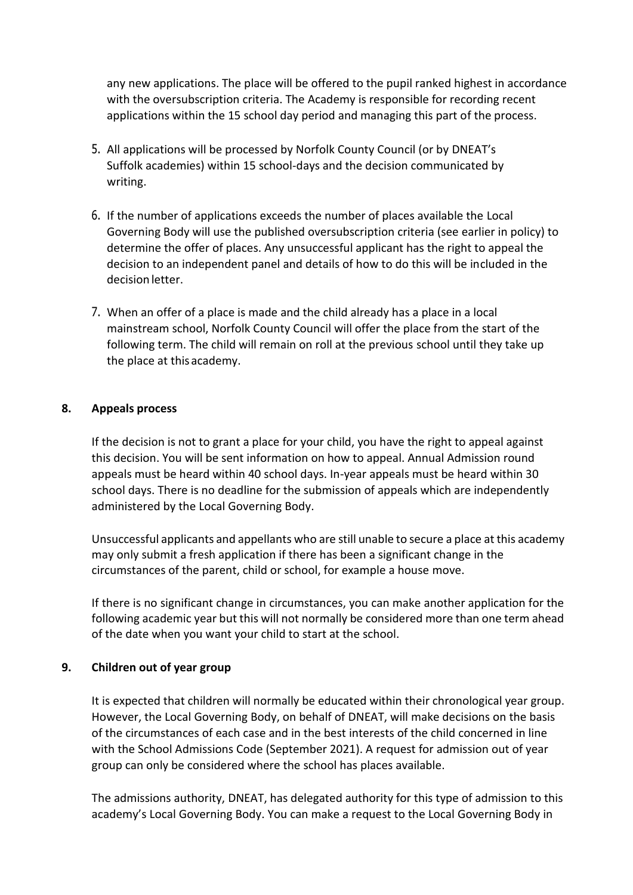any new applications. The place will be offered to the pupil ranked highest in accordance with the oversubscription criteria. The Academy is responsible for recording recent applications within the 15 school day period and managing this part of the process.

5. All applications will be processed by Norfolk County Council (or by DNEAT's Suffolk academies) within 15 school-days and the decision communicated by writing.

6. If the number of applications exceeds the number of places available the Local Governing Body will use the published oversubscription criteria (see earlier in policy) to determine the offer of places. Any unsuccessful applicant has the right to appeal the decision to an independent panel and details of how to do this will be included in the decision letter.

7. When an offer of a place is made and the child already has a place in a local mainstream school, Norfolk County Council will offer the place from the start of the following term. The child will remain on roll at the previous school until they take up the place at this academy.

## 8. Appeals process

If the decision is not to grant a place for your child, you have the right to appeal against this decision. You will be sent information on how to appeal. Annual Admission round appeals must be heard within 40 school days. In-year appeals must be heard within 30 school days. There is no deadline for the submission of appeals which are independently administered by the Local Governing Body.

Unsuccessful applicants and appellants who are still unable to secure a place at this academy may only submit a fresh application if there has been a significant change in the circumstances of the parent, child or school, for example a house move.

If there is no significant change in circumstances, you can make another application for the following academic year but this will not normally be considered more than one term ahead of the date when you want your child to start at the school.

## 9. Children out of year group

It is expected that children will normally be educated within their chronological year group. However, the Local Governing Body, on behalf of DNEAT, will make decisions on the basis of the circumstances of each case and in the best interests of the child concerned in line with the School Admissions Code (September 2021). A request for admission out of year group can only be considered where the school has places available.

The admissions authority, DNEAT, has delegated authority for this type of admission to this academy's Local Governing Body. You can make a request to the Local Governing Body in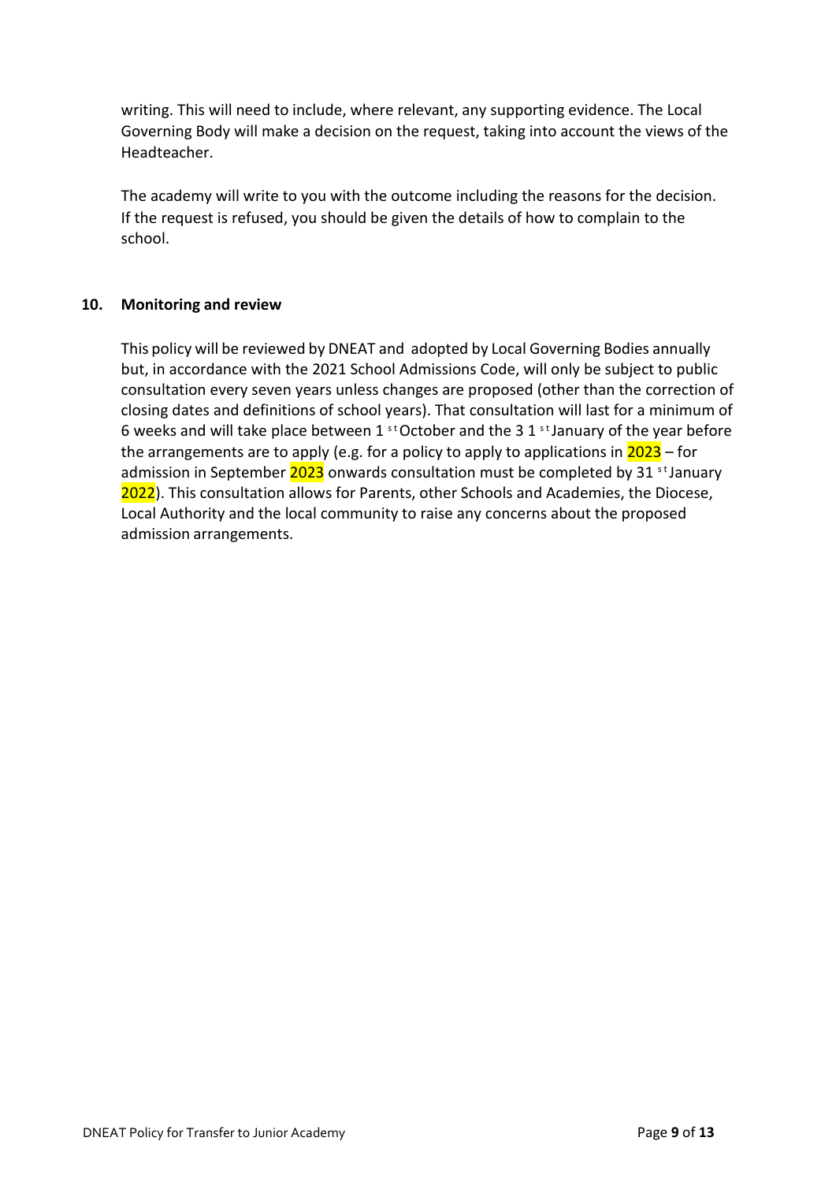writing. This will need to include, where relevant, any supporting evidence. The Local Governing Body will make a decision on the request, taking into account the views of the Headteacher.

The academy will write to you with the outcome including the reasons for the decision. If the request is refused, you should be given the details of how to complain to the school.

## 10. Monitoring and review

This policy will be reviewed by DNEAT and adopted by Local Governing Bodies annually but, in accordance with the 2021 School Admissions Code, will only be subject to public consultation every seven years unless changes are proposed (other than the correction of closing dates and definitions of school years). That consultation will last for a minimum of 6 weeks and will take place between 1st October and the 31st January of the year before the arrangements are to apply (e.g. for a policy to apply to applications in 2023 – for admission in September 2023 onwards consultation must be completed by 31st January 2022). This consultation allows for Parents, other Schools and Academies, the Diocese, Local Authority and the local community to raise any concerns about the proposed admission arrangements.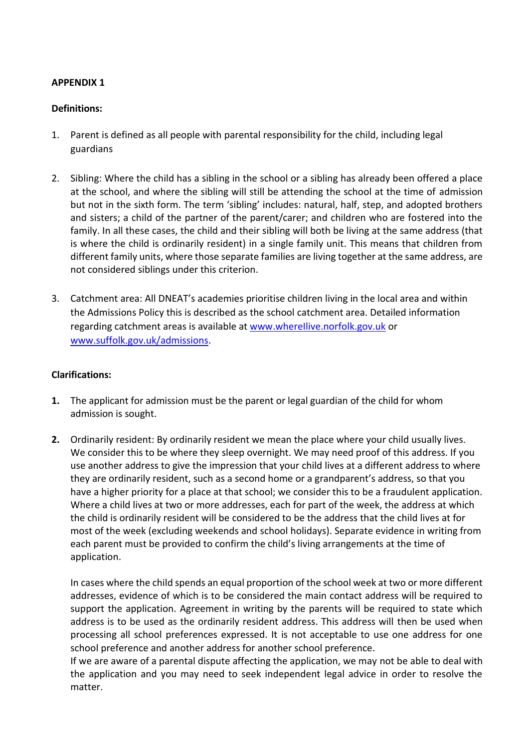**APPENDIX 1**

**Definitions:**

1. Parent is defined as all people with parental responsibility for the child, including legal guardians

2. Sibling: Where the child has a sibling in the school or a sibling has already been offered a place at the school, and where the sibling will still be attending the school at the time of admission but not in the sixth form. The term 'sibling' includes: natural, half, step, and adopted brothers and sisters; a child of the partner of the parent/carer; and children who are fostered into the family. In all these cases, the child and their sibling will both be living at the same address (that is where the child is ordinarily resident) in a single family unit. This means that children from different family units, where those separate families are living together at the same address, are not considered siblings under this criterion.

3. Catchment area: All DNEAT's academies prioritise children living in the local area and within the Admissions Policy this is described as the school catchment area. Detailed information regarding catchment areas is available at [www.wherellive.norfolk.gov.uk](www.wherellive.norfolk.gov.uk) or [www.suffolk.gov.uk/admissions](www.suffolk.gov.uk/admissions).

**Clarifications:**

**1.** The applicant for admission must be the parent or legal guardian of the child for whom admission is sought.

**2.** Ordinarily resident: By ordinarily resident we mean the place where your child usually lives. We consider this to be where they sleep overnight. We may need proof of this address. If you use another address to give the impression that your child lives at a different address to where they are ordinarily resident, such as a second home or a grandparent's address, so that you have a higher priority for a place at that school; we consider this to be a fraudulent application. Where a child lives at two or more addresses, each for part of the week, the address at which the child is ordinarily resident will be considered to be the address that the child lives at for most of the week (excluding weekends and school holidays). Separate evidence in writing from each parent must be provided to confirm the child's living arrangements at the time of application.

   In cases where the child spends an equal proportion of the school week at two or more different addresses, evidence of which is to be considered the main contact address will be required to support the application. Agreement in writing by the parents will be required to state which address is to be used as the ordinarily resident address. This address will then be used when processing all school preferences expressed. It is not acceptable to use one address for one school preference and another address for another school preference.
   If we are aware of a parental dispute affecting the application, we may not be able to deal with the application and you may need to seek independent legal advice in order to resolve the matter.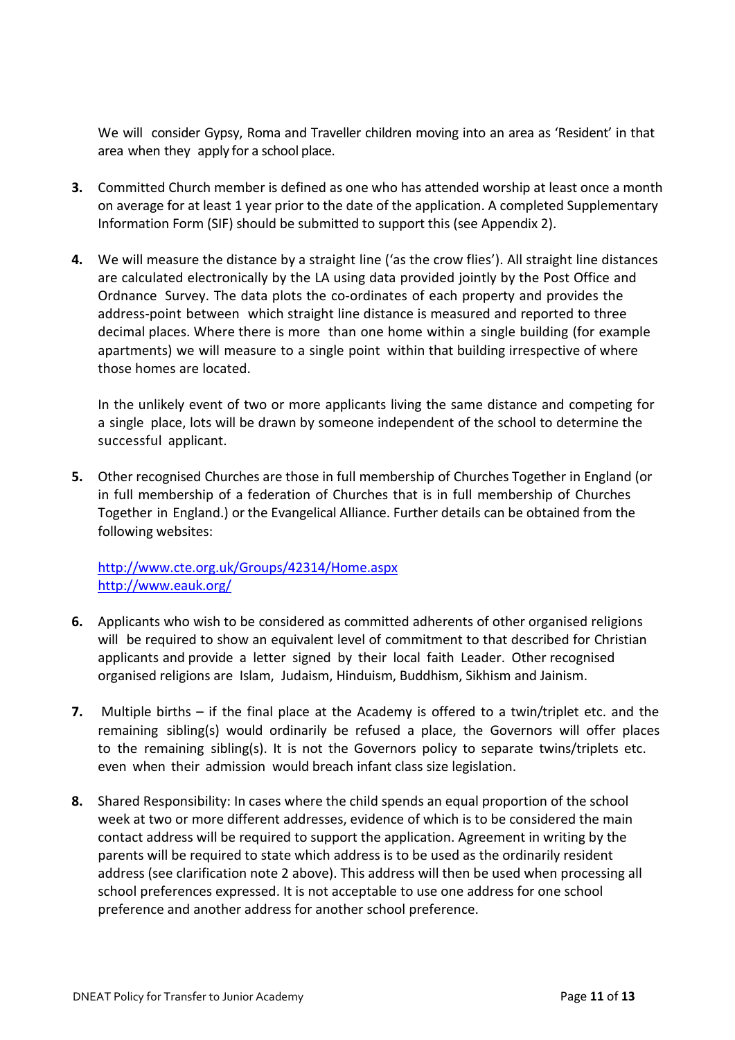We will consider Gypsy, Roma and Traveller children moving into an area as 'Resident' in that area when they apply for a school place.

3. Committed Church member is defined as one who has attended worship at least once a month on average for at least 1 year prior to the date of the application. A completed Supplementary Information Form (SIF) should be submitted to support this (see Appendix 2).

4. We will measure the distance by a straight line ('as the crow flies'). All straight line distances are calculated electronically by the LA using data provided jointly by the Post Office and Ordnance Survey. The data plots the co-ordinates of each property and provides the address-point between which straight line distance is measured and reported to three decimal places. Where there is more than one home within a single building (for example apartments) we will measure to a single point within that building irrespective of where those homes are located.

   In the unlikely event of two or more applicants living the same distance and competing for a single place, lots will be drawn by someone independent of the school to determine the successful applicant.

5. Other recognised Churches are those in full membership of Churches Together in England (or in full membership of a federation of Churches that is in full membership of Churches Together in England.) or the Evangelical Alliance. Further details can be obtained from the following websites:

   http://www.cte.org.uk/Groups/42314/Home.aspx
   http://www.eauk.org/

6. Applicants who wish to be considered as committed adherents of other organised religions will be required to show an equivalent level of commitment to that described for Christian applicants and provide a letter signed by their local faith Leader. Other recognised organised religions are Islam, Judaism, Hinduism, Buddhism, Sikhism and Jainism.

7. Multiple births – if the final place at the Academy is offered to a twin/triplet etc. and the remaining sibling(s) would ordinarily be refused a place, the Governors will offer places to the remaining sibling(s). It is not the Governors policy to separate twins/triplets etc. even when their admission would breach infant class size legislation.

8. Shared Responsibility: In cases where the child spends an equal proportion of the school week at two or more different addresses, evidence of which is to be considered the main contact address will be required to support the application. Agreement in writing by the parents will be required to state which address is to be used as the ordinarily resident address (see clarification note 2 above). This address will then be used when processing all school preferences expressed. It is not acceptable to use one address for one school preference and another address for another school preference.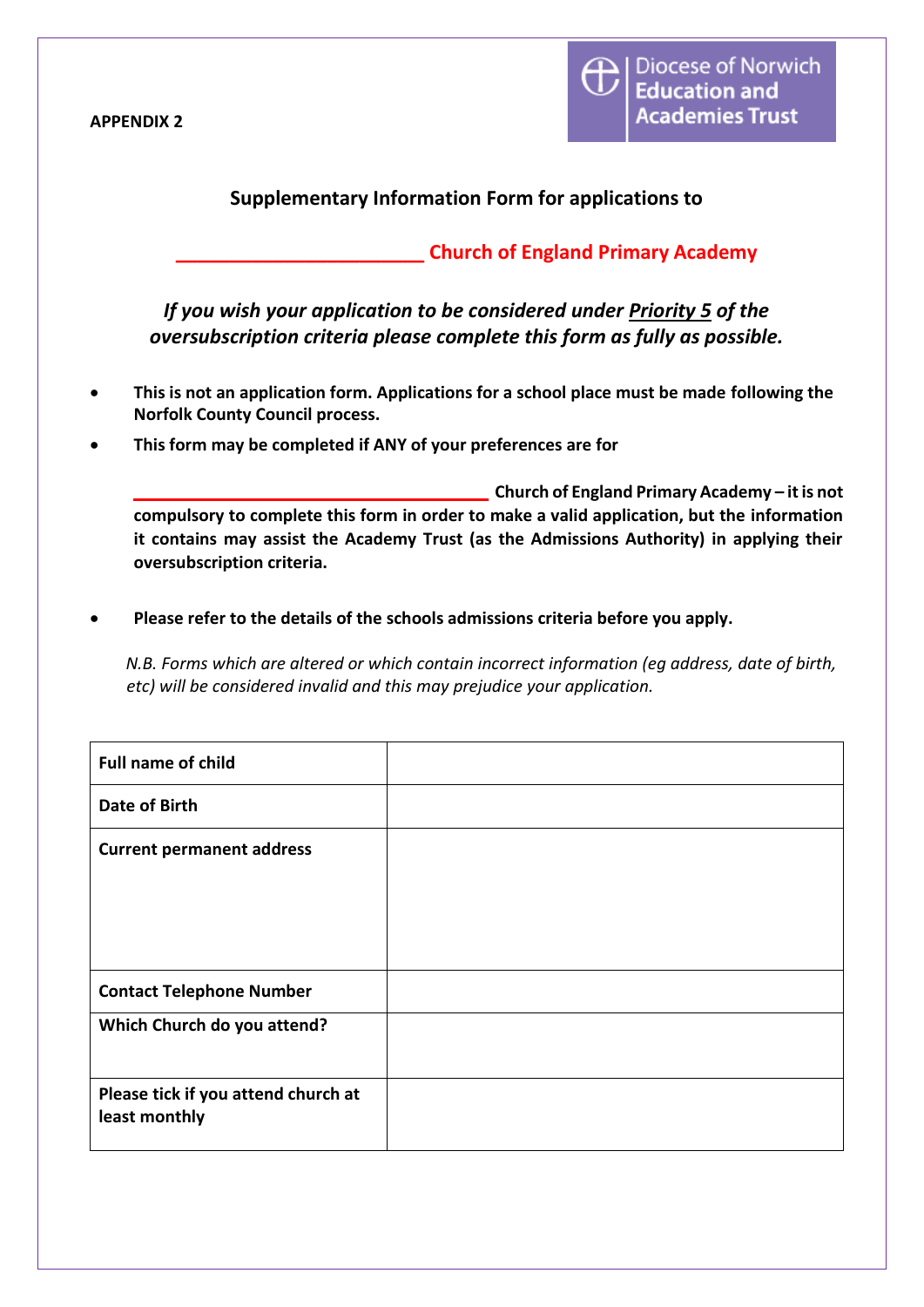**APPENDIX 2**

Diocese of Norwich Education and Academies Trust

## Supplementary Information Form for applications to

## ________________________ Church of England Primary Academy

***If you wish your application to be considered under <u>Priority 5</u> of the oversubscription criteria please complete this form as fully as possible.***

- **This is not an application form. Applications for a school place must be made following the Norfolk County Council process.**
- **This form may be completed if ANY of your preferences are for**

  **___________________________________ Church of England Primary Academy – it is not compulsory to complete this form in order to make a valid application, but the information it contains may assist the Academy Trust (as the Admissions Authority) in applying their oversubscription criteria.**

- **Please refer to the details of the schools admissions criteria before you apply.**

*N.B. Forms which are altered or which contain incorrect information (eg address, date of birth, etc) will be considered invalid and this may prejudice your application.*

| | |
|---|---|
| **Full name of child** | |
| **Date of Birth** | |
| **Current permanent address** | |
| **Contact Telephone Number** | |
| **Which Church do you attend?** | |
| **Please tick if you attend church at least monthly** | |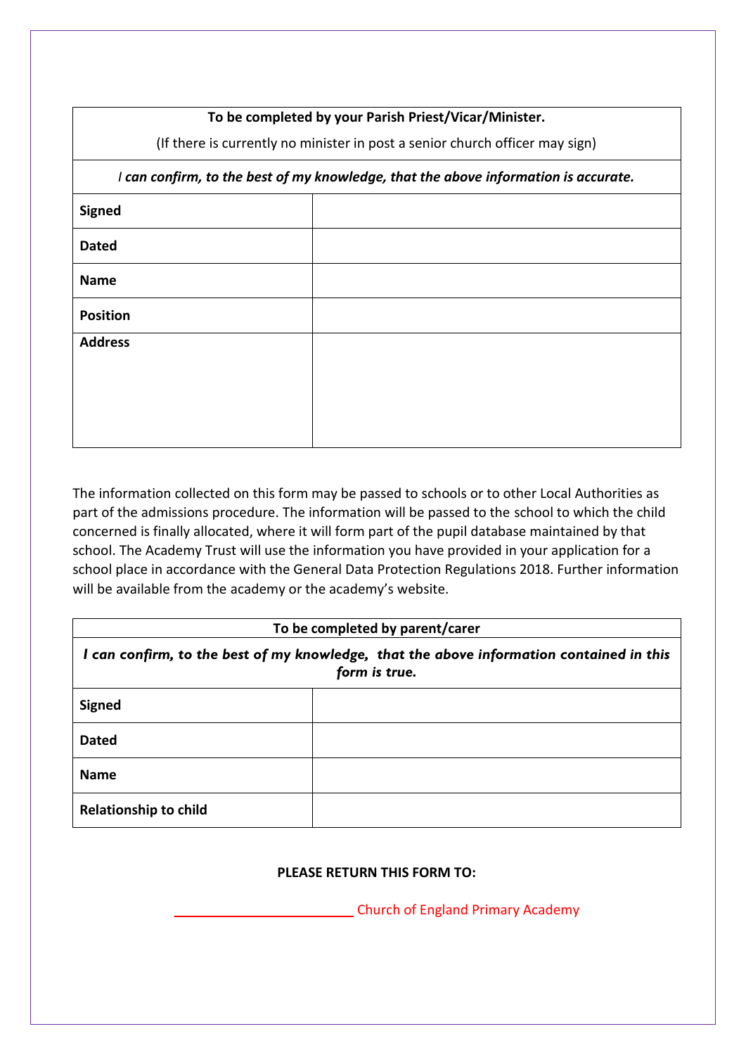| **To be completed by your Parish Priest/Vicar/Minister.**<br>(If there is currently no minister in post a senior church officer may sign) | |
|---|---|
| ***I can confirm, to the best of my knowledge, that the above information is accurate.*** | |
| **Signed** | |
| **Dated** | |
| **Name** | |
| **Position** | |
| **Address** | |

The information collected on this form may be passed to schools or to other Local Authorities as part of the admissions procedure. The information will be passed to the school to which the child concerned is finally allocated, where it will form part of the pupil database maintained by that school. The Academy Trust will use the information you have provided in your application for a school place in accordance with the General Data Protection Regulations 2018. Further information will be available from the academy or the academy's website.

| **To be completed by parent/carer**<br>***I can confirm, to the best of my knowledge, that the above information contained in this form is true.*** | |
|---|---|
| **Signed** | |
| **Dated** | |
| **Name** | |
| **Relationship to child** | |

**PLEASE RETURN THIS FORM TO:**

________________________ Church of England Primary Academy